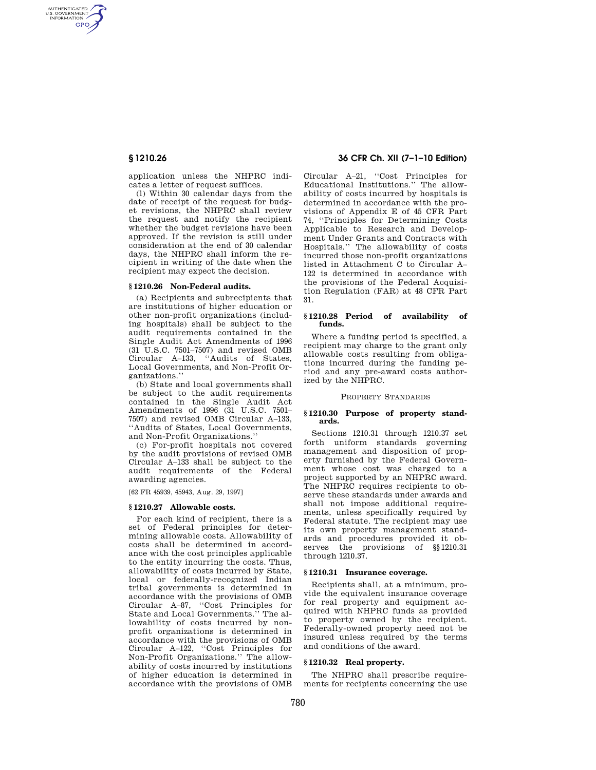application unless the NHPRC indicates a letter of request suffices.

(l) Within 30 calendar days from the date of receipt of the request for budget revisions, the NHPRC shall review the request and notify the recipient whether the budget revisions have been approved. If the revision is still under consideration at the end of 30 calendar days, the NHPRC shall inform the recipient in writing of the date when the recipient may expect the decision.

### § 1210.26 Non-Federal audits.

(a) Recipients and subrecipients that are institutions of higher education or other non-profit organizations (including hospitals) shall be subject to the audit requirements contained in the Single Audit Act Amendments of 1996 (31 U.S.C. 7501–7507) and revised OMB Circular A–133, ''Audits of States, Local Governments, and Non-Profit Organizations.''

(b) State and local governments shall be subject to the audit requirements contained in the Single Audit Act Amendments of 1996 (31 U.S.C. 7501–7507) and revised OMB Circular A–133, ''Audits of States, Local Governments, and Non-Profit Organizations.''

(c) For-profit hospitals not covered by the audit provisions of revised OMB Circular A–133 shall be subject to the audit requirements of the Federal awarding agencies.

[62 FR 45939, 45943, Aug. 29, 1997]

### § 1210.27 Allowable costs.

For each kind of recipient, there is a set of Federal principles for determining allowable costs. Allowability of costs shall be determined in accordance with the cost principles applicable to the entity incurring the costs. Thus, allowability of costs incurred by State, local or federally-recognized Indian tribal governments is determined in accordance with the provisions of OMB Circular A–87, ''Cost Principles for State and Local Governments.'' The allowability of costs incurred by non-profit organizations is determined in accordance with the provisions of OMB Circular A–122, ''Cost Principles for Non-Profit Organizations.'' The allowability of costs incurred by institutions of higher education is determined in accordance with the provisions of OMB Circular A–21, ''Cost Principles for Educational Institutions.'' The allowability of costs incurred by hospitals is determined in accordance with the provisions of Appendix E of 45 CFR Part 74, ''Principles for Determining Costs Applicable to Research and Development Under Grants and Contracts with Hospitals.'' The allowability of costs incurred those non-profit organizations listed in Attachment C to Circular A–122 is determined in accordance with the provisions of the Federal Acquisition Regulation (FAR) at 48 CFR Part 31.

### § 1210.28 Period of availability of funds.

Where a funding period is specified, a recipient may charge to the grant only allowable costs resulting from obligations incurred during the funding period and any pre-award costs authorized by the NHPRC.

## PROPERTY STANDARDS

### § 1210.30 Purpose of property standards.

Sections 1210.31 through 1210.37 set forth uniform standards governing management and disposition of property furnished by the Federal Government whose cost was charged to a project supported by an NHPRC award. The NHPRC requires recipients to observe these standards under awards and shall not impose additional requirements, unless specifically required by Federal statute. The recipient may use its own property management standards and procedures provided it observes the provisions of §§ 1210.31 through 1210.37.

### § 1210.31 Insurance coverage.

Recipients shall, at a minimum, provide the equivalent insurance coverage for real property and equipment acquired with NHPRC funds as provided to property owned by the recipient. Federally-owned property need not be insured unless required by the terms and conditions of the award.

### § 1210.32 Real property.

The NHPRC shall prescribe requirements for recipients concerning the use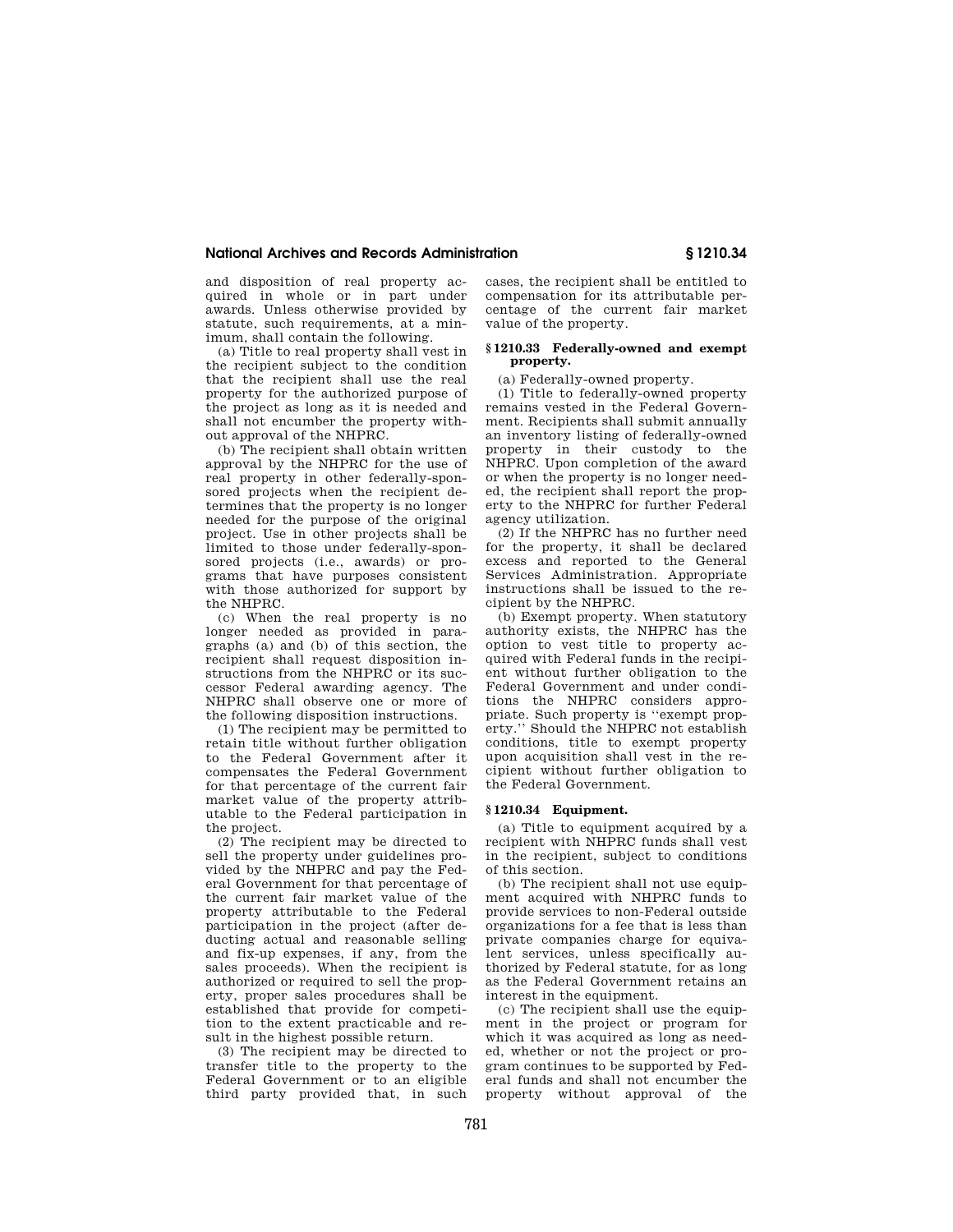and disposition of real property acquired in whole or in part under awards. Unless otherwise provided by statute, such requirements, at a minimum, shall contain the following.

(a) Title to real property shall vest in the recipient subject to the condition that the recipient shall use the real property for the authorized purpose of the project as long as it is needed and shall not encumber the property without approval of the NHPRC.

(b) The recipient shall obtain written approval by the NHPRC for the use of real property in other federally-sponsored projects when the recipient determines that the property is no longer needed for the purpose of the original project. Use in other projects shall be limited to those under federally-sponsored projects (i.e., awards) or programs that have purposes consistent with those authorized for support by the NHPRC.

(c) When the real property is no longer needed as provided in paragraphs (a) and (b) of this section, the recipient shall request disposition instructions from the NHPRC or its successor Federal awarding agency. The NHPRC shall observe one or more of the following disposition instructions.

(1) The recipient may be permitted to retain title without further obligation to the Federal Government after it compensates the Federal Government for that percentage of the current fair market value of the property attributable to the Federal participation in the project.

(2) The recipient may be directed to sell the property under guidelines provided by the NHPRC and pay the Federal Government for that percentage of the current fair market value of the property attributable to the Federal participation in the project (after deducting actual and reasonable selling and fix-up expenses, if any, from the sales proceeds). When the recipient is authorized or required to sell the property, proper sales procedures shall be established that provide for competition to the extent practicable and result in the highest possible return.

(3) The recipient may be directed to transfer title to the property to the Federal Government or to an eligible third party provided that, in such cases, the recipient shall be entitled to compensation for its attributable percentage of the current fair market value of the property.

### § 1210.33 Federally-owned and exempt property.

(a) Federally-owned property.

(1) Title to federally-owned property remains vested in the Federal Government. Recipients shall submit annually an inventory listing of federally-owned property in their custody to the NHPRC. Upon completion of the award or when the property is no longer needed, the recipient shall report the property to the NHPRC for further Federal agency utilization.

(2) If the NHPRC has no further need for the property, it shall be declared excess and reported to the General Services Administration. Appropriate instructions shall be issued to the recipient by the NHPRC.

(b) Exempt property. When statutory authority exists, the NHPRC has the option to vest title to property acquired with Federal funds in the recipient without further obligation to the Federal Government and under conditions the NHPRC considers appropriate. Such property is ''exempt property.'' Should the NHPRC not establish conditions, title to exempt property upon acquisition shall vest in the recipient without further obligation to the Federal Government.

### § 1210.34 Equipment.

(a) Title to equipment acquired by a recipient with NHPRC funds shall vest in the recipient, subject to conditions of this section.

(b) The recipient shall not use equipment acquired with NHPRC funds to provide services to non-Federal outside organizations for a fee that is less than private companies charge for equivalent services, unless specifically authorized by Federal statute, for as long as the Federal Government retains an interest in the equipment.

(c) The recipient shall use the equipment in the project or program for which it was acquired as long as needed, whether or not the project or program continues to be supported by Federal funds and shall not encumber the property without approval of the